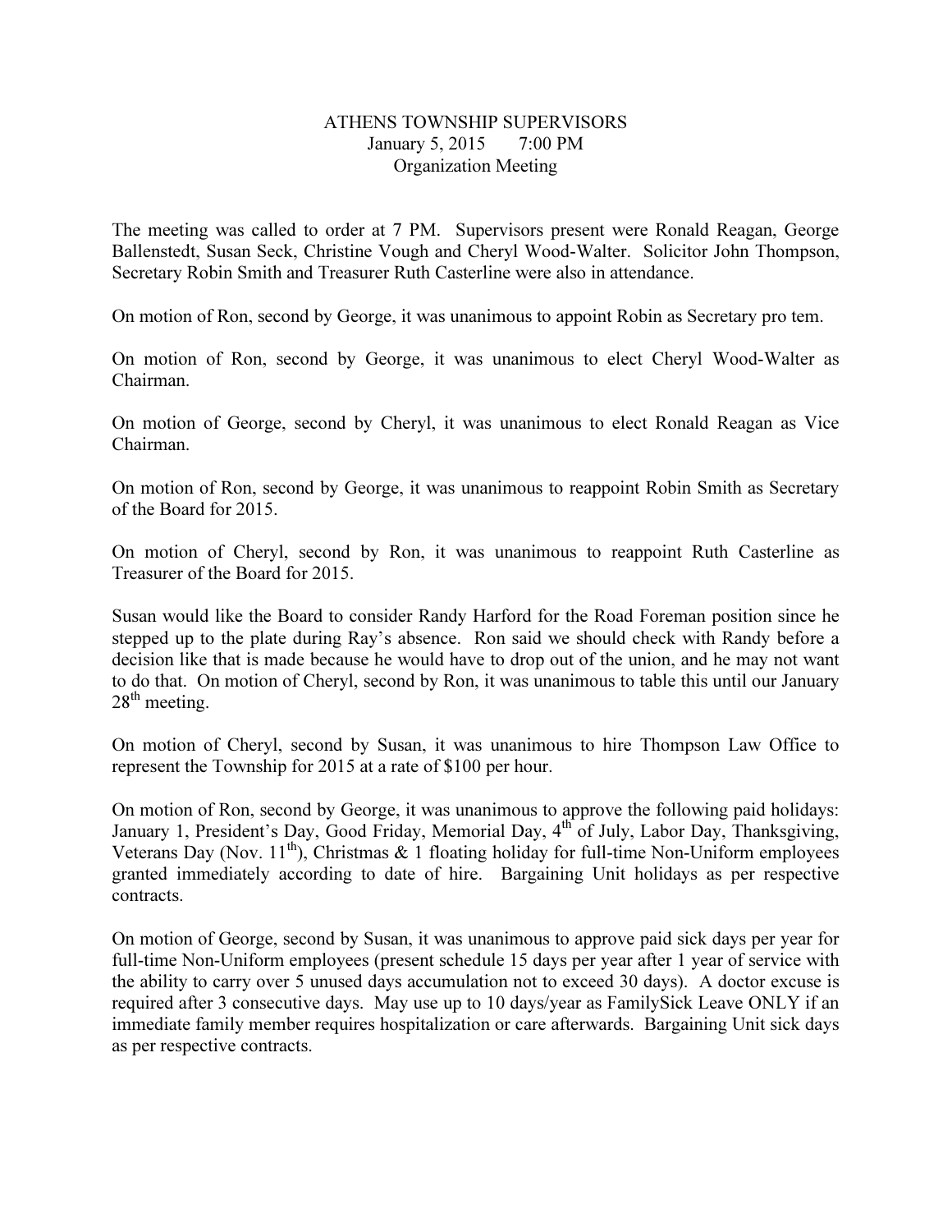# ATHENS TOWNSHIP SUPERVISORS
January 5, 2015 7:00 PM
Organization Meeting

The meeting was called to order at 7 PM. Supervisors present were Ronald Reagan, George Ballenstedt, Susan Seck, Christine Vough and Cheryl Wood-Walter. Solicitor John Thompson, Secretary Robin Smith and Treasurer Ruth Casterline were also in attendance.

On motion of Ron, second by George, it was unanimous to appoint Robin as Secretary pro tem.

On motion of Ron, second by George, it was unanimous to elect Cheryl Wood-Walter as Chairman.

On motion of George, second by Cheryl, it was unanimous to elect Ronald Reagan as Vice Chairman.

On motion of Ron, second by George, it was unanimous to reappoint Robin Smith as Secretary of the Board for 2015.

On motion of Cheryl, second by Ron, it was unanimous to reappoint Ruth Casterline as Treasurer of the Board for 2015.

Susan would like the Board to consider Randy Harford for the Road Foreman position since he stepped up to the plate during Ray's absence. Ron said we should check with Randy before a decision like that is made because he would have to drop out of the union, and he may not want to do that. On motion of Cheryl, second by Ron, it was unanimous to table this until our January 28th meeting.

On motion of Cheryl, second by Susan, it was unanimous to hire Thompson Law Office to represent the Township for 2015 at a rate of $100 per hour.

On motion of Ron, second by George, it was unanimous to approve the following paid holidays: January 1, President's Day, Good Friday, Memorial Day, 4th of July, Labor Day, Thanksgiving, Veterans Day (Nov. 11th), Christmas & 1 floating holiday for full-time Non-Uniform employees granted immediately according to date of hire. Bargaining Unit holidays as per respective contracts.

On motion of George, second by Susan, it was unanimous to approve paid sick days per year for full-time Non-Uniform employees (present schedule 15 days per year after 1 year of service with the ability to carry over 5 unused days accumulation not to exceed 30 days). A doctor excuse is required after 3 consecutive days. May use up to 10 days/year as FamilySick Leave ONLY if an immediate family member requires hospitalization or care afterwards. Bargaining Unit sick days as per respective contracts.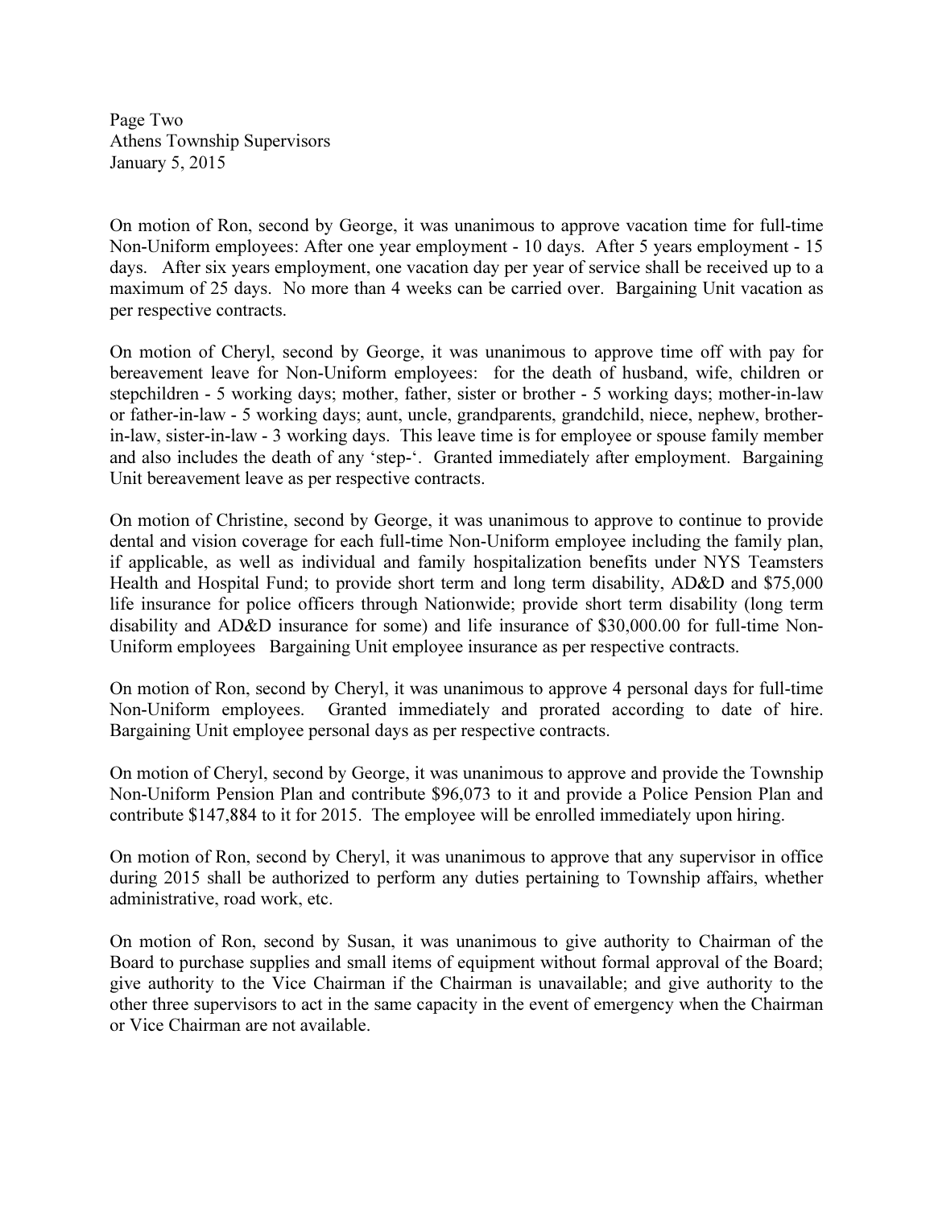On motion of Ron, second by George, it was unanimous to approve vacation time for full-time Non-Uniform employees: After one year employment - 10 days. After 5 years employment - 15 days. After six years employment, one vacation day per year of service shall be received up to a maximum of 25 days. No more than 4 weeks can be carried over. Bargaining Unit vacation as per respective contracts.

On motion of Cheryl, second by George, it was unanimous to approve time off with pay for bereavement leave for Non-Uniform employees: for the death of husband, wife, children or stepchildren - 5 working days; mother, father, sister or brother - 5 working days; mother-in-law or father-in-law - 5 working days; aunt, uncle, grandparents, grandchild, niece, nephew, brother-in-law, sister-in-law - 3 working days. This leave time is for employee or spouse family member and also includes the death of any 'step-'. Granted immediately after employment. Bargaining Unit bereavement leave as per respective contracts.

On motion of Christine, second by George, it was unanimous to approve to continue to provide dental and vision coverage for each full-time Non-Uniform employee including the family plan, if applicable, as well as individual and family hospitalization benefits under NYS Teamsters Health and Hospital Fund; to provide short term and long term disability, AD&D and $75,000 life insurance for police officers through Nationwide; provide short term disability (long term disability and AD&D insurance for some) and life insurance of $30,000.00 for full-time Non-Uniform employees Bargaining Unit employee insurance as per respective contracts.

On motion of Ron, second by Cheryl, it was unanimous to approve 4 personal days for full-time Non-Uniform employees. Granted immediately and prorated according to date of hire. Bargaining Unit employee personal days as per respective contracts.

On motion of Cheryl, second by George, it was unanimous to approve and provide the Township Non-Uniform Pension Plan and contribute $96,073 to it and provide a Police Pension Plan and contribute $147,884 to it for 2015. The employee will be enrolled immediately upon hiring.

On motion of Ron, second by Cheryl, it was unanimous to approve that any supervisor in office during 2015 shall be authorized to perform any duties pertaining to Township affairs, whether administrative, road work, etc.

On motion of Ron, second by Susan, it was unanimous to give authority to Chairman of the Board to purchase supplies and small items of equipment without formal approval of the Board; give authority to the Vice Chairman if the Chairman is unavailable; and give authority to the other three supervisors to act in the same capacity in the event of emergency when the Chairman or Vice Chairman are not available.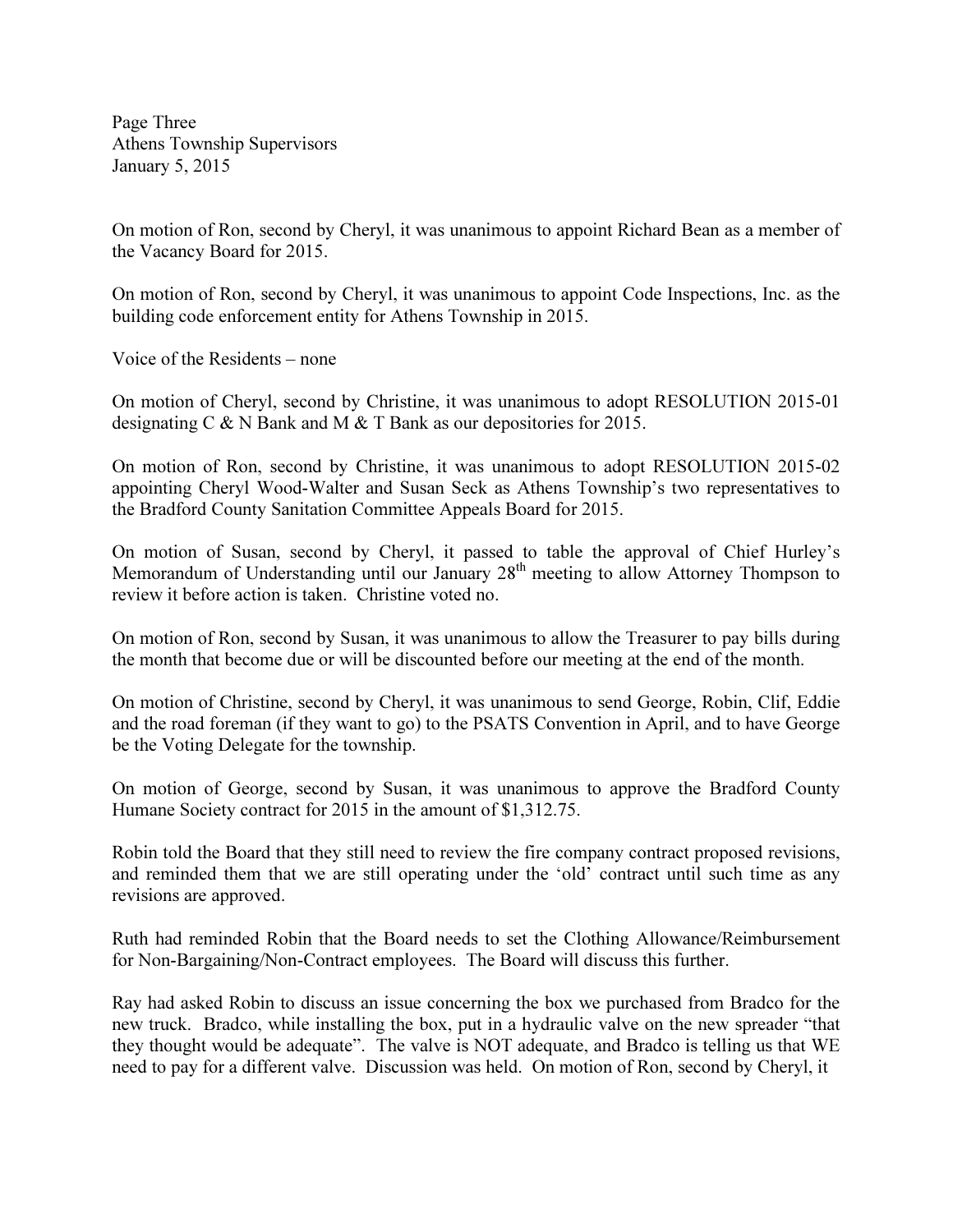On motion of Ron, second by Cheryl, it was unanimous to appoint Richard Bean as a member of the Vacancy Board for 2015.

On motion of Ron, second by Cheryl, it was unanimous to appoint Code Inspections, Inc. as the building code enforcement entity for Athens Township in 2015.

Voice of the Residents – none

On motion of Cheryl, second by Christine, it was unanimous to adopt RESOLUTION 2015-01 designating C & N Bank and M & T Bank as our depositories for 2015.

On motion of Ron, second by Christine, it was unanimous to adopt RESOLUTION 2015-02 appointing Cheryl Wood-Walter and Susan Seck as Athens Township's two representatives to the Bradford County Sanitation Committee Appeals Board for 2015.

On motion of Susan, second by Cheryl, it passed to table the approval of Chief Hurley's Memorandum of Understanding until our January 28th meeting to allow Attorney Thompson to review it before action is taken. Christine voted no.

On motion of Ron, second by Susan, it was unanimous to allow the Treasurer to pay bills during the month that become due or will be discounted before our meeting at the end of the month.

On motion of Christine, second by Cheryl, it was unanimous to send George, Robin, Clif, Eddie and the road foreman (if they want to go) to the PSATS Convention in April, and to have George be the Voting Delegate for the township.

On motion of George, second by Susan, it was unanimous to approve the Bradford County Humane Society contract for 2015 in the amount of $1,312.75.

Robin told the Board that they still need to review the fire company contract proposed revisions, and reminded them that we are still operating under the 'old' contract until such time as any revisions are approved.

Ruth had reminded Robin that the Board needs to set the Clothing Allowance/Reimbursement for Non-Bargaining/Non-Contract employees. The Board will discuss this further.

Ray had asked Robin to discuss an issue concerning the box we purchased from Bradco for the new truck. Bradco, while installing the box, put in a hydraulic valve on the new spreader "that they thought would be adequate". The valve is NOT adequate, and Bradco is telling us that WE need to pay for a different valve. Discussion was held. On motion of Ron, second by Cheryl, it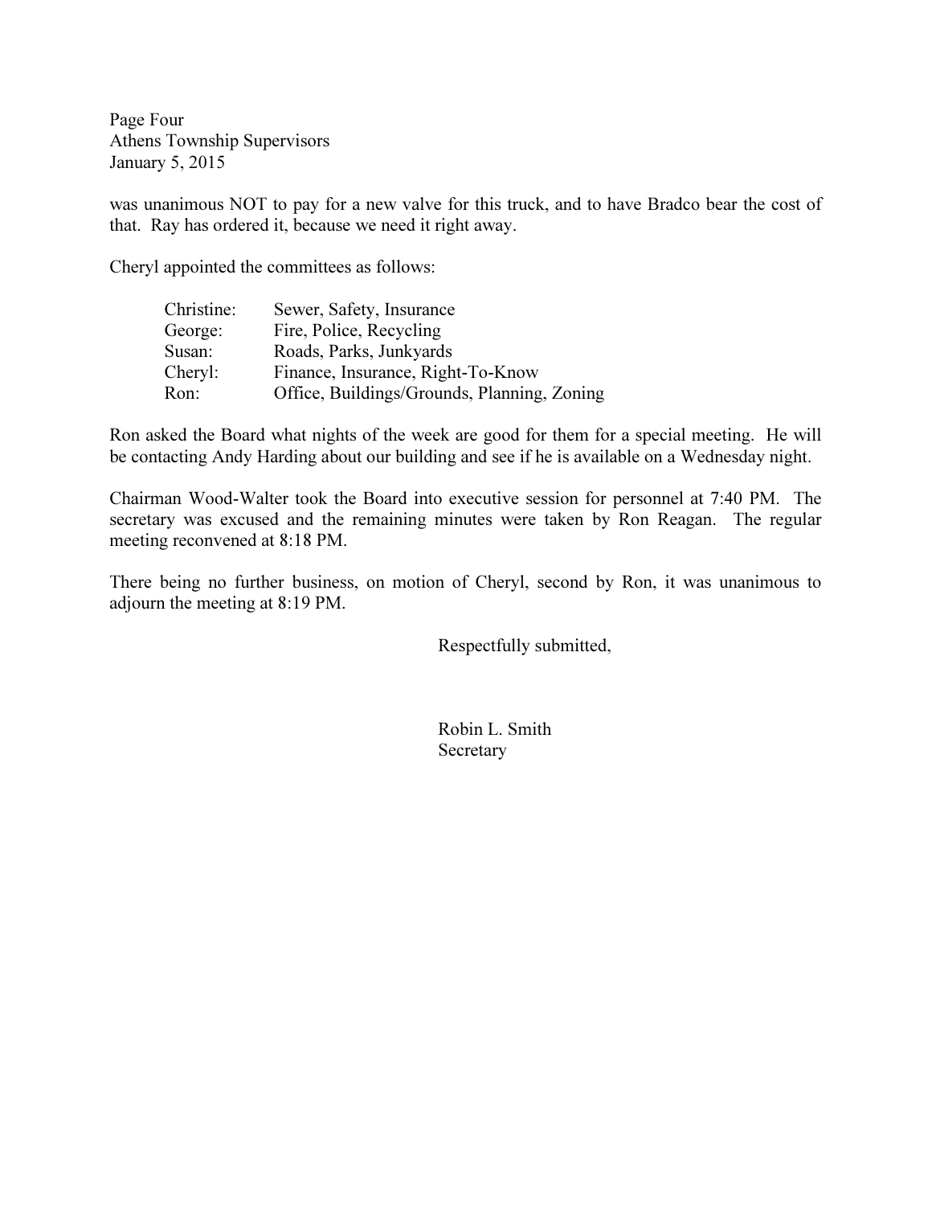was unanimous NOT to pay for a new valve for this truck, and to have Bradco bear the cost of that. Ray has ordered it, because we need it right away.

Cheryl appointed the committees as follows:

| | |
|---|---|
| Christine: | Sewer, Safety, Insurance |
| George: | Fire, Police, Recycling |
| Susan: | Roads, Parks, Junkyards |
| Cheryl: | Finance, Insurance, Right-To-Know |
| Ron: | Office, Buildings/Grounds, Planning, Zoning |

Ron asked the Board what nights of the week are good for them for a special meeting. He will be contacting Andy Harding about our building and see if he is available on a Wednesday night.

Chairman Wood-Walter took the Board into executive session for personnel at 7:40 PM. The secretary was excused and the remaining minutes were taken by Ron Reagan. The regular meeting reconvened at 8:18 PM.

There being no further business, on motion of Cheryl, second by Ron, it was unanimous to adjourn the meeting at 8:19 PM.

Respectfully submitted,

Robin L. Smith
Secretary